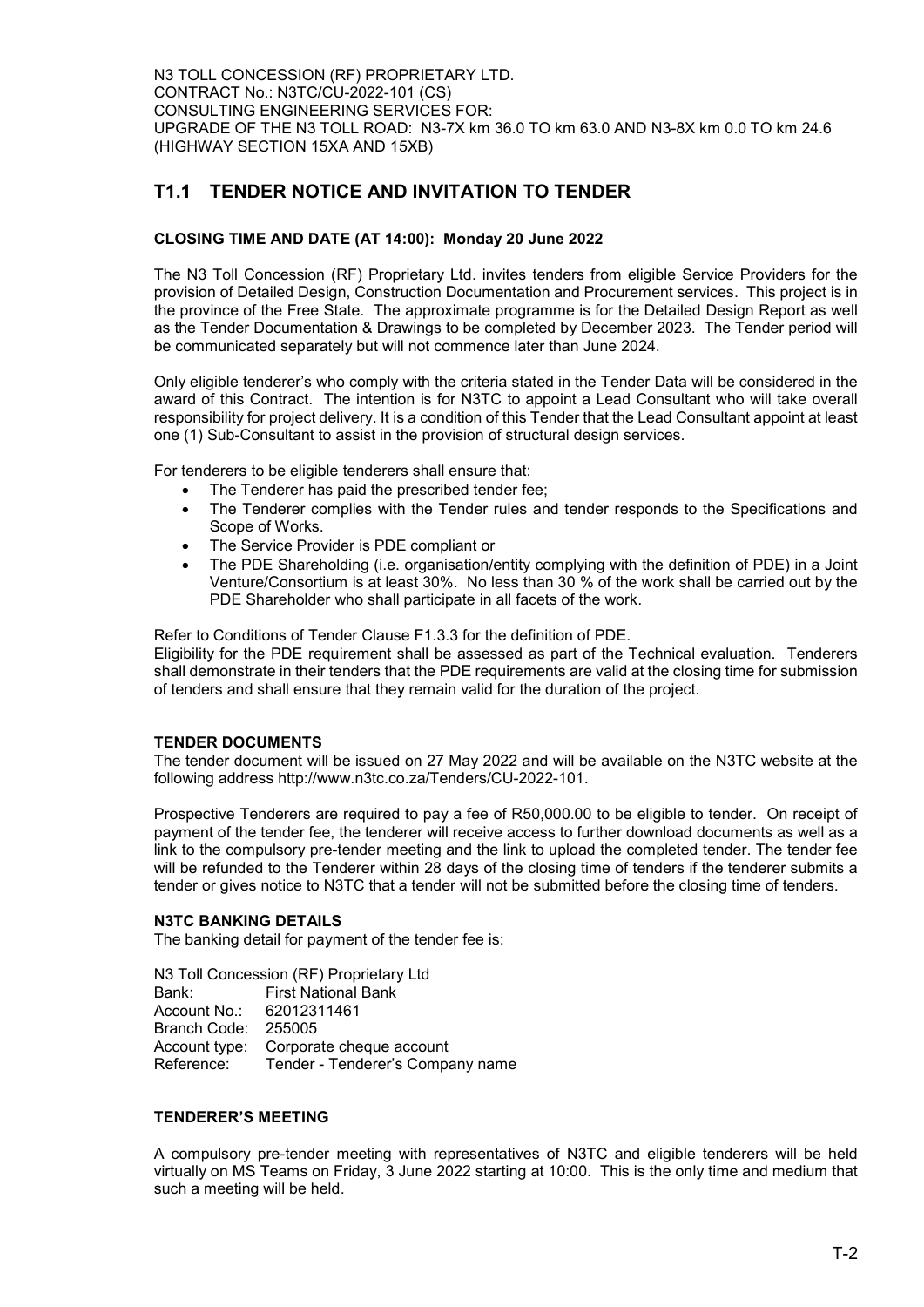N3 TOLL CONCESSION (RF) PROPRIETARY LTD.
CONTRACT No.: N3TC/CU-2022-101 (CS)
CONSULTING ENGINEERING SERVICES FOR:
UPGRADE OF THE N3 TOLL ROAD: N3-7X km 36.0 TO km 63.0 AND N3-8X km 0.0 TO km 24.6 (HIGHWAY SECTION 15XA AND 15XB)

## T1.1 TENDER NOTICE AND INVITATION TO TENDER

### CLOSING TIME AND DATE (AT 14:00): Monday 20 June 2022

The N3 Toll Concession (RF) Proprietary Ltd. invites tenders from eligible Service Providers for the provision of Detailed Design, Construction Documentation and Procurement services. This project is in the province of the Free State. The approximate programme is for the Detailed Design Report as well as the Tender Documentation & Drawings to be completed by December 2023. The Tender period will be communicated separately but will not commence later than June 2024.

Only eligible tenderer's who comply with the criteria stated in the Tender Data will be considered in the award of this Contract. The intention is for N3TC to appoint a Lead Consultant who will take overall responsibility for project delivery. It is a condition of this Tender that the Lead Consultant appoint at least one (1) Sub-Consultant to assist in the provision of structural design services.

For tenderers to be eligible tenderers shall ensure that:

- The Tenderer has paid the prescribed tender fee;
- The Tenderer complies with the Tender rules and tender responds to the Specifications and Scope of Works.
- The Service Provider is PDE compliant or
- The PDE Shareholding (i.e. organisation/entity complying with the definition of PDE) in a Joint Venture/Consortium is at least 30%. No less than 30 % of the work shall be carried out by the PDE Shareholder who shall participate in all facets of the work.

Refer to Conditions of Tender Clause F1.3.3 for the definition of PDE.
Eligibility for the PDE requirement shall be assessed as part of the Technical evaluation. Tenderers shall demonstrate in their tenders that the PDE requirements are valid at the closing time for submission of tenders and shall ensure that they remain valid for the duration of the project.

### TENDER DOCUMENTS

The tender document will be issued on 27 May 2022 and will be available on the N3TC website at the following address http://www.n3tc.co.za/Tenders/CU-2022-101.

Prospective Tenderers are required to pay a fee of R50,000.00 to be eligible to tender. On receipt of payment of the tender fee, the tenderer will receive access to further download documents as well as a link to the compulsory pre-tender meeting and the link to upload the completed tender. The tender fee will be refunded to the Tenderer within 28 days of the closing time of tenders if the tenderer submits a tender or gives notice to N3TC that a tender will not be submitted before the closing time of tenders.

### N3TC BANKING DETAILS

The banking detail for payment of the tender fee is:

N3 Toll Concession (RF) Proprietary Ltd
Bank: First National Bank
Account No.: 62012311461
Branch Code: 255005
Account type: Corporate cheque account
Reference: Tender - Tenderer's Company name

### TENDERER'S MEETING

A compulsory pre-tender meeting with representatives of N3TC and eligible tenderers will be held virtually on MS Teams on Friday, 3 June 2022 starting at 10:00. This is the only time and medium that such a meeting will be held.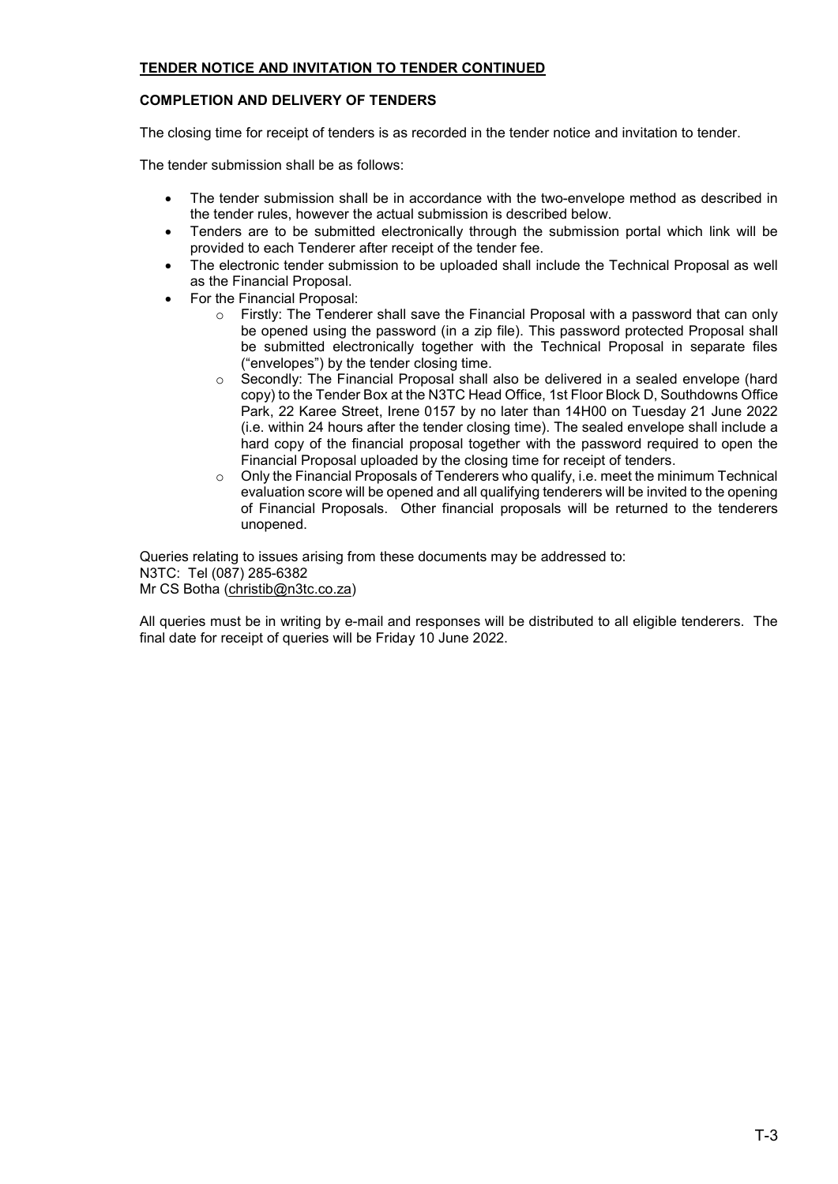## TENDER NOTICE AND INVITATION TO TENDER CONTINUED

### COMPLETION AND DELIVERY OF TENDERS

The closing time for receipt of tenders is as recorded in the tender notice and invitation to tender.

The tender submission shall be as follows:

- The tender submission shall be in accordance with the two-envelope method as described in the tender rules, however the actual submission is described below.
- Tenders are to be submitted electronically through the submission portal which link will be provided to each Tenderer after receipt of the tender fee.
- The electronic tender submission to be uploaded shall include the Technical Proposal as well as the Financial Proposal.
- For the Financial Proposal:
  - Firstly: The Tenderer shall save the Financial Proposal with a password that can only be opened using the password (in a zip file). This password protected Proposal shall be submitted electronically together with the Technical Proposal in separate files ("envelopes") by the tender closing time.
  - Secondly: The Financial Proposal shall also be delivered in a sealed envelope (hard copy) to the Tender Box at the N3TC Head Office, 1st Floor Block D, Southdowns Office Park, 22 Karee Street, Irene 0157 by no later than 14H00 on Tuesday 21 June 2022 (i.e. within 24 hours after the tender closing time). The sealed envelope shall include a hard copy of the financial proposal together with the password required to open the Financial Proposal uploaded by the closing time for receipt of tenders.
  - Only the Financial Proposals of Tenderers who qualify, i.e. meet the minimum Technical evaluation score will be opened and all qualifying tenderers will be invited to the opening of Financial Proposals. Other financial proposals will be returned to the tenderers unopened.

Queries relating to issues arising from these documents may be addressed to:
N3TC: Tel (087) 285-6382
Mr CS Botha (christib@n3tc.co.za)

All queries must be in writing by e-mail and responses will be distributed to all eligible tenderers. The final date for receipt of queries will be Friday 10 June 2022.